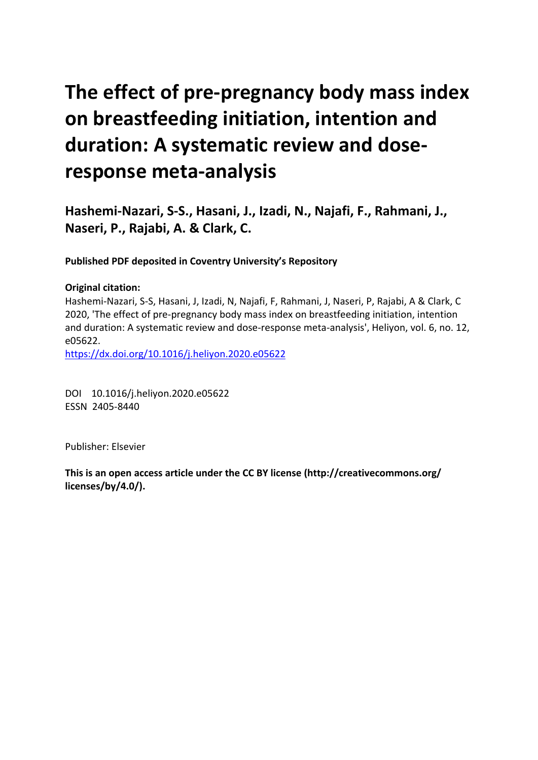# The effect of pre-pregnancy body mass index on breastfeeding initiation, intention and duration: A systematic review and dose-response meta-analysis

**Hashemi-Nazari, S-S., Hasani, J., Izadi, N., Najafi, F., Rahmani, J., Naseri, P., Rajabi, A. & Clark, C.**

**Published PDF deposited in Coventry University's Repository**

**Original citation:**

Hashemi-Nazari, S-S, Hasani, J, Izadi, N, Najafi, F, Rahmani, J, Naseri, P, Rajabi, A & Clark, C 2020, 'The effect of pre-pregnancy body mass index on breastfeeding initiation, intention and duration: A systematic review and dose-response meta-analysis', Heliyon, vol. 6, no. 12, e05622.

https://dx.doi.org/10.1016/j.heliyon.2020.e05622

DOI 10.1016/j.heliyon.2020.e05622
ESSN 2405-8440

Publisher: Elsevier

**This is an open access article under the CC BY license (http://creativecommons.org/licenses/by/4.0/).**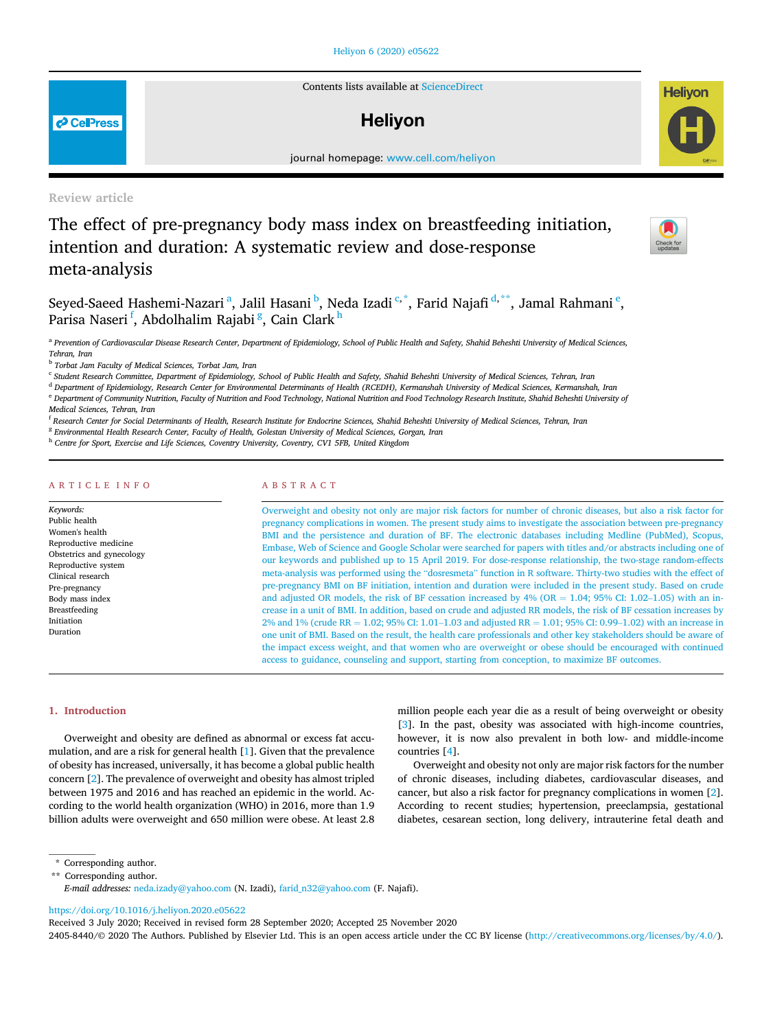Review article

# The effect of pre-pregnancy body mass index on breastfeeding initiation, intention and duration: A systematic review and dose-response meta-analysis

Seyed-Saeed Hashemi-Nazari [a], Jalil Hasani [b], Neda Izadi [c,*], Farid Najafi [d,**], Jamal Rahmani [e], Parisa Naseri [f], Abdolhalim Rajabi [g], Cain Clark [h]

[a] Prevention of Cardiovascular Disease Research Center, Department of Epidemiology, School of Public Health and Safety, Shahid Beheshti University of Medical Sciences, Tehran, Iran

[b] Torbat Jam Faculty of Medical Sciences, Torbat Jam, Iran

[c] Student Research Committee, Department of Epidemiology, School of Public Health and Safety, Shahid Beheshti University of Medical Sciences, Tehran, Iran

[d] Department of Epidemiology, Research Center for Environmental Determinants of Health (RCEDH), Kermanshah University of Medical Sciences, Kermanshah, Iran

[e] Department of Community Nutrition, Faculty of Nutrition and Food Technology, National Nutrition and Food Technology Research Institute, Shahid Beheshti University of Medical Sciences, Tehran, Iran

[f] Research Center for Social Determinants of Health, Research Institute for Endocrine Sciences, Shahid Beheshti University of Medical Sciences, Tehran, Iran

[g] Environmental Health Research Center, Faculty of Health, Golestan University of Medical Sciences, Gorgan, Iran

[h] Centre for Sport, Exercise and Life Sciences, Coventry University, Coventry, CV1 5FB, United Kingdom

## ARTICLE INFO

*Keywords:*
Public health
Women's health
Reproductive medicine
Obstetrics and gynecology
Reproductive system
Clinical research
Pre-pregnancy
Body mass index
Breastfeeding
Initiation
Duration

## ABSTRACT

Overweight and obesity not only are major risk factors for number of chronic diseases, but also a risk factor for pregnancy complications in women. The present study aims to investigate the association between pre-pregnancy BMI and the persistence and duration of BF. The electronic databases including Medline (PubMed), Scopus, Embase, Web of Science and Google Scholar were searched for papers with titles and/or abstracts including one of our keywords and published up to 15 April 2019. For dose-response relationship, the two-stage random-effects meta-analysis was performed using the "dosresmeta" function in R software. Thirty-two studies with the effect of pre-pregnancy BMI on BF initiation, intention and duration were included in the present study. Based on crude and adjusted OR models, the risk of BF cessation increased by 4% (OR = 1.04; 95% CI: 1.02–1.05) with an increase in a unit of BMI. In addition, based on crude and adjusted RR models, the risk of BF cessation increases by 2% and 1% (crude RR = 1.02; 95% CI: 1.01–1.03 and adjusted RR = 1.01; 95% CI: 0.99–1.02) with an increase in one unit of BMI. Based on the result, the health care professionals and other key stakeholders should be aware of the impact excess weight, and that women who are overweight or obese should be encouraged with continued access to guidance, counseling and support, starting from conception, to maximize BF outcomes.

## 1. Introduction

Overweight and obesity are defined as abnormal or excess fat accumulation, and are a risk for general health [1]. Given that the prevalence of obesity has increased, universally, it has become a global public health concern [2]. The prevalence of overweight and obesity has almost tripled between 1975 and 2016 and has reached an epidemic in the world. According to the world health organization (WHO) in 2016, more than 1.9 billion adults were overweight and 650 million were obese. At least 2.8 million people each year die as a result of being overweight or obesity [3]. In the past, obesity was associated with high-income countries, however, it is now also prevalent in both low- and middle-income countries [4].

Overweight and obesity not only are major risk factors for the number of chronic diseases, including diabetes, cardiovascular diseases, and cancer, but also a risk factor for pregnancy complications in women [2]. According to recent studies; hypertension, preeclampsia, gestational diabetes, cesarean section, long delivery, intrauterine fetal death and

\* Corresponding author.
\*\* Corresponding author.
*E-mail addresses:* neda.izady@yahoo.com (N. Izadi), farid_n32@yahoo.com (F. Najafi).

https://doi.org/10.1016/j.heliyon.2020.e05622
Received 3 July 2020; Received in revised form 28 September 2020; Accepted 25 November 2020
2405-8440/© 2020 The Authors. Published by Elsevier Ltd. This is an open access article under the CC BY license (http://creativecommons.org/licenses/by/4.0/).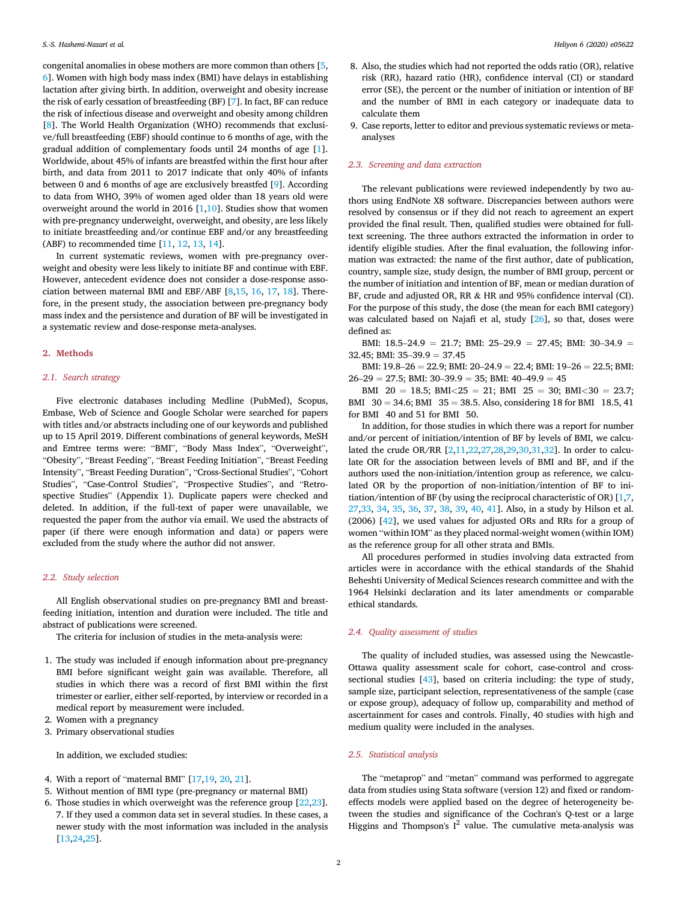congenital anomalies in obese mothers are more common than others [5, 6]. Women with high body mass index (BMI) have delays in establishing lactation after giving birth. In addition, overweight and obesity increase the risk of early cessation of breastfeeding (BF) [7]. In fact, BF can reduce the risk of infectious disease and overweight and obesity among children [8]. The World Health Organization (WHO) recommends that exclusive/full breastfeeding (EBF) should continue to 6 months of age, with the gradual addition of complementary foods until 24 months of age [1]. Worldwide, about 45% of infants are breastfed within the first hour after birth, and data from 2011 to 2017 indicate that only 40% of infants between 0 and 6 months of age are exclusively breastfed [9]. According to data from WHO, 39% of women aged older than 18 years old were overweight around the world in 2016 [1,10]. Studies show that women with pre-pregnancy underweight, overweight, and obesity, are less likely to initiate breastfeeding and/or continue EBF and/or any breastfeeding (ABF) to recommended time [11, 12, 13, 14].

In current systematic reviews, women with pre-pregnancy overweight and obesity were less likely to initiate BF and continue with EBF. However, antecedent evidence does not consider a dose-response association between maternal BMI and EBF/ABF [8,15, 16, 17, 18]. Therefore, in the present study, the association between pre-pregnancy body mass index and the persistence and duration of BF will be investigated in a systematic review and dose-response meta-analyses.

## 2. Methods

### 2.1. Search strategy

Five electronic databases including Medline (PubMed), Scopus, Embase, Web of Science and Google Scholar were searched for papers with titles and/or abstracts including one of our keywords and published up to 15 April 2019. Different combinations of general keywords, MeSH and Emtree terms were: "BMI", "Body Mass Index", "Overweight", "Obesity", "Breast Feeding", "Breast Feeding Initiation", "Breast Feeding Intensity", "Breast Feeding Duration", "Cross-Sectional Studies", "Cohort Studies", "Case-Control Studies", "Prospective Studies", and "Retrospective Studies" (Appendix 1). Duplicate papers were checked and deleted. In addition, if the full-text of paper were unavailable, we requested the paper from the author via email. We used the abstracts of paper (if there were enough information and data) or papers were excluded from the study where the author did not answer.

### 2.2. Study selection

All English observational studies on pre-pregnancy BMI and breastfeeding initiation, intention and duration were included. The title and abstract of publications were screened.

The criteria for inclusion of studies in the meta-analysis were:

1. The study was included if enough information about pre-pregnancy BMI before significant weight gain was available. Therefore, all studies in which there was a record of first BMI within the first trimester or earlier, either self-reported, by interview or recorded in a medical report by measurement were included.
2. Women with a pregnancy
3. Primary observational studies

In addition, we excluded studies:

4. With a report of "maternal BMI" [17,19, 20, 21].
5. Without mention of BMI type (pre-pregnancy or maternal BMI)
6. Those studies in which overweight was the reference group [22,23].
7. If they used a common data set in several studies. In these cases, a newer study with the most information was included in the analysis [13,24,25].
8. Also, the studies which had not reported the odds ratio (OR), relative risk (RR), hazard ratio (HR), confidence interval (CI) or standard error (SE), the percent or the number of initiation or intention of BF and the number of BMI in each category or inadequate data to calculate them
9. Case reports, letter to editor and previous systematic reviews or meta-analyses

### 2.3. Screening and data extraction

The relevant publications were reviewed independently by two authors using EndNote X8 software. Discrepancies between authors were resolved by consensus or if they did not reach to agreement an expert provided the final result. Then, qualified studies were obtained for full-text screening. The three authors extracted the information in order to identify eligible studies. After the final evaluation, the following information was extracted: the name of the first author, date of publication, country, sample size, study design, the number of BMI group, percent or the number of initiation and intention of BF, mean or median duration of BF, crude and adjusted OR, RR & HR and 95% confidence interval (CI). For the purpose of this study, the dose (the mean for each BMI category) was calculated based on Najafi et al, study [26], so that, doses were defined as:

BMI: 18.5–24.9 = 21.7; BMI: 25–29.9 = 27.45; BMI: 30–34.9 = 32.45; BMI: 35–39.9 = 37.45

BMI: 19.8–26 = 22.9; BMI: 20–24.9 = 22.4; BMI: 19–26 = 22.5; BMI: 26–29 = 27.5; BMI: 30–39.9 = 35; BMI: 40–49.9 = 45

BMI 20 = 18.5; BMI<25 = 21; BMI 25 = 30; BMI<30 = 23.7; BMI 30 = 34.6; BMI 35 = 38.5. Also, considering 18 for BMI 18.5, 41 for BMI 40 and 51 for BMI 50.

In addition, for those studies in which there was a report for number and/or percent of initiation/intention of BF by levels of BMI, we calculated the crude OR/RR [2,11,22,27,28,29,30,31,32]. In order to calculate OR for the association between levels of BMI and BF, and if the authors used the non-initiation/intention group as reference, we calculated OR by the proportion of non-initiation/intention of BF to initiation/intention of BF (by using the reciprocal characteristic of OR) [1,7, 27,33, 34, 35, 36, 37, 38, 39, 40, 41]. Also, in a study by Hilson et al. (2006) [42], we used values for adjusted ORs and RRs for a group of women "within IOM" as they placed normal-weight women (within IOM) as the reference group for all other strata and BMIs.

All procedures performed in studies involving data extracted from articles were in accordance with the ethical standards of the Shahid Beheshti University of Medical Sciences research committee and with the 1964 Helsinki declaration and its later amendments or comparable ethical standards.

### 2.4. Quality assessment of studies

The quality of included studies, was assessed using the Newcastle-Ottawa quality assessment scale for cohort, case-control and cross-sectional studies [43], based on criteria including: the type of study, sample size, participant selection, representativeness of the sample (case or expose group), adequacy of follow up, comparability and method of ascertainment for cases and controls. Finally, 40 studies with high and medium quality were included in the analyses.

### 2.5. Statistical analysis

The "metaprop" and "metan" command was performed to aggregate data from studies using Stata software (version 12) and fixed or random-effects models were applied based on the degree of heterogeneity between the studies and significance of the Cochran's Q-test or a large Higgins and Thompson's $I^2$ value. The cumulative meta-analysis was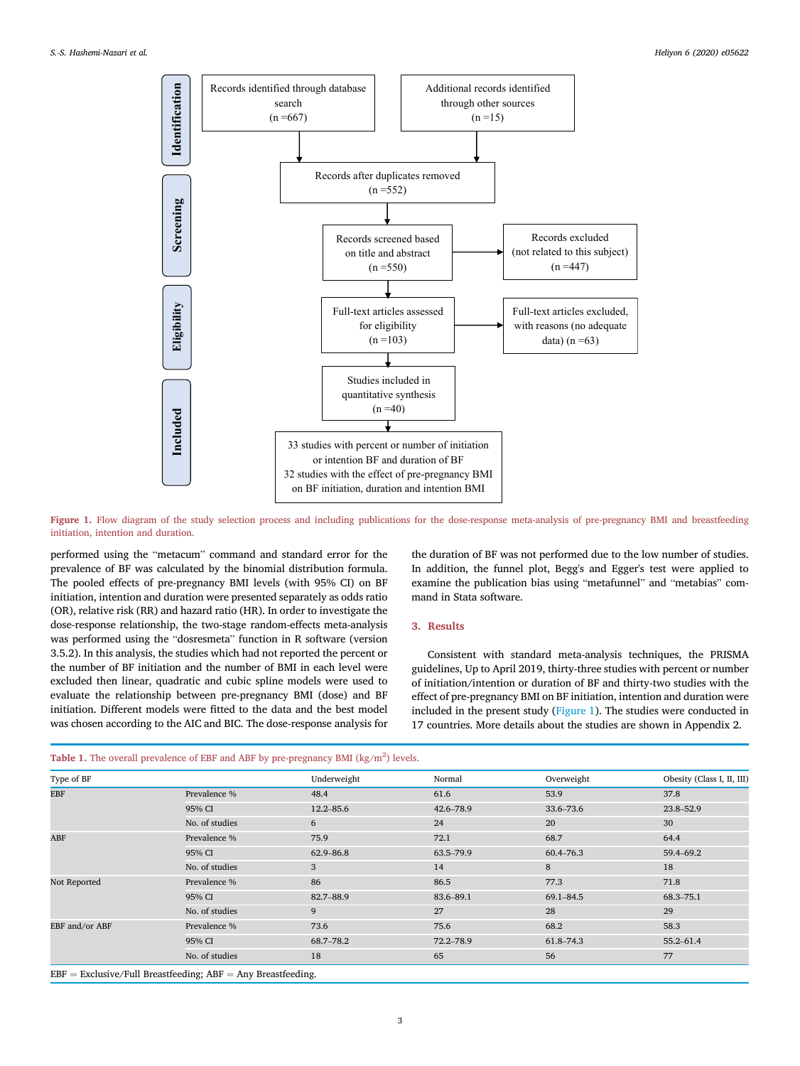**Identification**

Records identified through database search (n =667)

Additional records identified through other sources (n =15)

Records after duplicates removed (n =552)

**Screening**

Records screened based on title and abstract (n =550)

Records excluded (not related to this subject) (n =447)

**Eligibility**

Full-text articles assessed for eligibility (n =103)

Full-text articles excluded, with reasons (no adequate data) (n =63)

**Included**

Studies included in quantitative synthesis (n =40)

33 studies with percent or number of initiation or intention BF and duration of BF
32 studies with the effect of pre-pregnancy BMI on BF initiation, duration and intention BMI

**Figure 1.** Flow diagram of the study selection process and including publications for the dose-response meta-analysis of pre-pregnancy BMI and breastfeeding initiation, intention and duration.

performed using the "metacum" command and standard error for the prevalence of BF was calculated by the binomial distribution formula. The pooled effects of pre-pregnancy BMI levels (with 95% CI) on BF initiation, intention and duration were presented separately as odds ratio (OR), relative risk (RR) and hazard ratio (HR). In order to investigate the dose-response relationship, the two-stage random-effects meta-analysis was performed using the "dosresmeta" function in R software (version 3.5.2). In this analysis, the studies which had not reported the percent or the number of BF initiation and the number of BMI in each level were excluded then linear, quadratic and cubic spline models were used to evaluate the relationship between pre-pregnancy BMI (dose) and BF initiation. Different models were fitted to the data and the best model was chosen according to the AIC and BIC. The dose-response analysis for the duration of BF was not performed due to the low number of studies. In addition, the funnel plot, Begg's and Egger's test were applied to examine the publication bias using "metafunnel" and "metabias" command in Stata software.

## 3. Results

Consistent with standard meta-analysis techniques, the PRISMA guidelines, Up to April 2019, thirty-three studies with percent or number of initiation/intention or duration of BF and thirty-two studies with the effect of pre-pregnancy BMI on BF initiation, intention and duration were included in the present study (Figure 1). The studies were conducted in 17 countries. More details about the studies are shown in Appendix 2.

**Table 1.** The overall prevalence of EBF and ABF by pre-pregnancy BMI (kg/m$^2$) levels.

| Type of BF | | Underweight | Normal | Overweight | Obesity (Class I, II, III) |
|---|---|---|---|---|---|
| EBF | Prevalence % | 48.4 | 61.6 | 53.9 | 37.8 |
| | 95% CI | 12.2–85.6 | 42.6–78.9 | 33.6–73.6 | 23.8–52.9 |
| | No. of studies | 6 | 24 | 20 | 30 |
| ABF | Prevalence % | 75.9 | 72.1 | 68.7 | 64.4 |
| | 95% CI | 62.9–86.8 | 63.5–79.9 | 60.4–76.3 | 59.4–69.2 |
| | No. of studies | 3 | 14 | 8 | 18 |
| Not Reported | Prevalence % | 86 | 86.5 | 77.3 | 71.8 |
| | 95% CI | 82.7–88.9 | 83.6–89.1 | 69.1–84.5 | 68.3–75.1 |
| | No. of studies | 9 | 27 | 28 | 29 |
| EBF and/or ABF | Prevalence % | 73.6 | 75.6 | 68.2 | 58.3 |
| | 95% CI | 68.7–78.2 | 72.2–78.9 | 61.8–74.3 | 55.2–61.4 |
| | No. of studies | 18 | 65 | 56 | 77 |

EBF = Exclusive/Full Breastfeeding; ABF = Any Breastfeeding.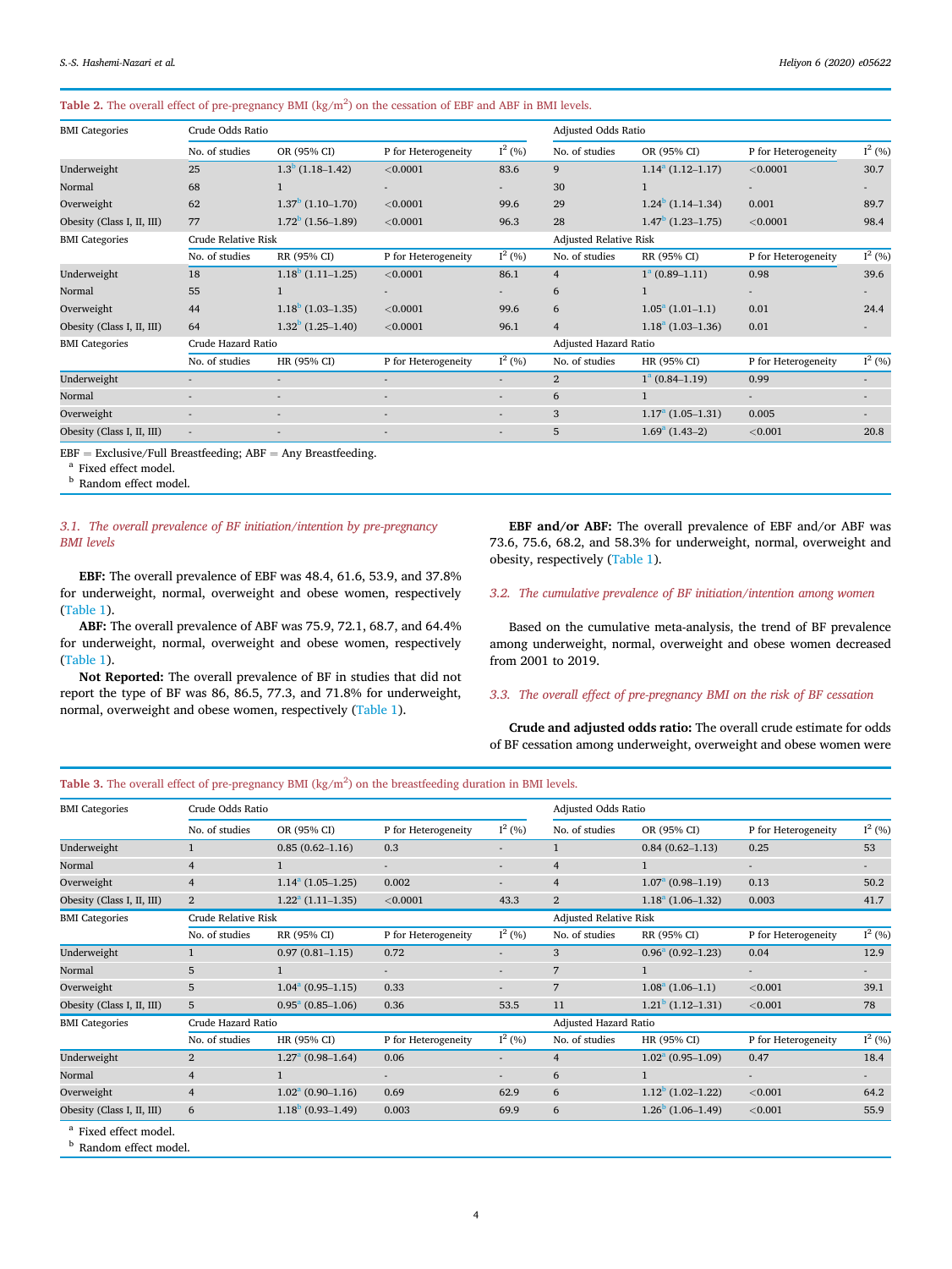**Table 2.** The overall effect of pre-pregnancy BMI (kg/m[2]) on the cessation of EBF and ABF in BMI levels.

| BMI Categories | Crude Odds Ratio | | | | Adjusted Odds Ratio | | | |
|---|---|---|---|---|---|---|---|---|
| | No. of studies | OR (95% CI) | P for Heterogeneity | $I^2$ (%) | No. of studies | OR (95% CI) | P for Heterogeneity | $I^2$ (%) |
| Underweight | 25 | 1.3[b] (1.18–1.42) | <0.0001 | 83.6 | 9 | 1.14[a] (1.12–1.17) | <0.0001 | 30.7 |
| Normal | 68 | 1 | - | - | 30 | 1 | - | - |
| Overweight | 62 | 1.37[b] (1.10–1.70) | <0.0001 | 99.6 | 29 | 1.24[b] (1.14–1.34) | 0.001 | 89.7 |
| Obesity (Class I, II, III) | 77 | 1.72[b] (1.56–1.89) | <0.0001 | 96.3 | 28 | 1.47[b] (1.23–1.75) | <0.0001 | 98.4 |
| BMI Categories | Crude Relative Risk | | | | Adjusted Relative Risk | | | |
| | No. of studies | RR (95% CI) | P for Heterogeneity | $I^2$ (%) | No. of studies | RR (95% CI) | P for Heterogeneity | $I^2$ (%) |
| Underweight | 18 | 1.18[b] (1.11–1.25) | <0.0001 | 86.1 | 4 | 1[a] (0.89–1.11) | 0.98 | 39.6 |
| Normal | 55 | 1 | - | - | 6 | 1 | - | - |
| Overweight | 44 | 1.18[b] (1.03–1.35) | <0.0001 | 99.6 | 6 | 1.05[a] (1.01–1.1) | 0.01 | 24.4 |
| Obesity (Class I, II, III) | 64 | 1.32[b] (1.25–1.40) | <0.0001 | 96.1 | 4 | 1.18[a] (1.03–1.36) | 0.01 | - |
| BMI Categories | Crude Hazard Ratio | | | | Adjusted Hazard Ratio | | | |
| | No. of studies | HR (95% CI) | P for Heterogeneity | $I^2$ (%) | No. of studies | HR (95% CI) | P for Heterogeneity | $I^2$ (%) |
| Underweight | - | - | - | - | 2 | 1[a] (0.84–1.19) | 0.99 | - |
| Normal | - | - | - | - | 6 | 1 | - | - |
| Overweight | - | - | - | - | 3 | 1.17[a] (1.05–1.31) | 0.005 | - |
| Obesity (Class I, II, III) | - | - | - | - | 5 | 1.69[a] (1.43–2) | <0.001 | 20.8 |

EBF = Exclusive/Full Breastfeeding; ABF = Any Breastfeeding.
[a] Fixed effect model.
[b] Random effect model.

### 3.1. The overall prevalence of BF initiation/intention by pre-pregnancy BMI levels

**EBF:** The overall prevalence of EBF was 48.4, 61.6, 53.9, and 37.8% for underweight, normal, overweight and obese women, respectively (Table 1).

**ABF:** The overall prevalence of ABF was 75.9, 72.1, 68.7, and 64.4% for underweight, normal, overweight and obese women, respectively (Table 1).

**Not Reported:** The overall prevalence of BF in studies that did not report the type of BF was 86, 86.5, 77.3, and 71.8% for underweight, normal, overweight and obese women, respectively (Table 1).

**EBF and/or ABF:** The overall prevalence of EBF and/or ABF was 73.6, 75.6, 68.2, and 58.3% for underweight, normal, overweight and obesity, respectively (Table 1).

### 3.2. The cumulative prevalence of BF initiation/intention among women

Based on the cumulative meta-analysis, the trend of BF prevalence among underweight, normal, overweight and obese women decreased from 2001 to 2019.

### 3.3. The overall effect of pre-pregnancy BMI on the risk of BF cessation

**Crude and adjusted odds ratio:** The overall crude estimate for odds of BF cessation among underweight, overweight and obese women were

**Table 3.** The overall effect of pre-pregnancy BMI (kg/m[2]) on the breastfeeding duration in BMI levels.

| BMI Categories | Crude Odds Ratio | | | | Adjusted Odds Ratio | | | |
|---|---|---|---|---|---|---|---|---|
| | No. of studies | OR (95% CI) | P for Heterogeneity | $I^2$ (%) | No. of studies | OR (95% CI) | P for Heterogeneity | $I^2$ (%) |
| Underweight | 1 | 0.85 (0.62–1.16) | 0.3 | - | 1 | 0.84 (0.62–1.13) | 0.25 | 53 |
| Normal | 4 | 1 | - | - | 4 | 1 | - | - |
| Overweight | 4 | 1.14[a] (1.05–1.25) | 0.002 | - | 4 | 1.07[a] (0.98–1.19) | 0.13 | 50.2 |
| Obesity (Class I, II, III) | 2 | 1.22[a] (1.11–1.35) | <0.0001 | 43.3 | 2 | 1.18[a] (1.06–1.32) | 0.003 | 41.7 |
| BMI Categories | Crude Relative Risk | | | | Adjusted Relative Risk | | | |
| | No. of studies | RR (95% CI) | P for Heterogeneity | $I^2$ (%) | No. of studies | RR (95% CI) | P for Heterogeneity | $I^2$ (%) |
| Underweight | 1 | 0.97 (0.81–1.15) | 0.72 | - | 3 | 0.96[a] (0.92–1.23) | 0.04 | 12.9 |
| Normal | 5 | 1 | - | - | 7 | 1 | - | - |
| Overweight | 5 | 1.04[a] (0.95–1.15) | 0.33 | - | 7 | 1.08[a] (1.06–1.1) | <0.001 | 39.1 |
| Obesity (Class I, II, III) | 5 | 0.95[a] (0.85–1.06) | 0.36 | 53.5 | 11 | 1.21[b] (1.12–1.31) | <0.001 | 78 |
| BMI Categories | Crude Hazard Ratio | | | | Adjusted Hazard Ratio | | | |
| | No. of studies | HR (95% CI) | P for Heterogeneity | $I^2$ (%) | No. of studies | HR (95% CI) | P for Heterogeneity | $I^2$ (%) |
| Underweight | 2 | 1.27[a] (0.98–1.64) | 0.06 | - | 4 | 1.02[a] (0.95–1.09) | 0.47 | 18.4 |
| Normal | 4 | 1 | - | - | 6 | 1 | - | - |
| Overweight | 4 | 1.02[a] (0.90–1.16) | 0.69 | 62.9 | 6 | 1.12[b] (1.02–1.22) | <0.001 | 64.2 |
| Obesity (Class I, II, III) | 6 | 1.18[b] (0.93–1.49) | 0.003 | 69.9 | 6 | 1.26[b] (1.06–1.49) | <0.001 | 55.9 |

[a] Fixed effect model.
[b] Random effect model.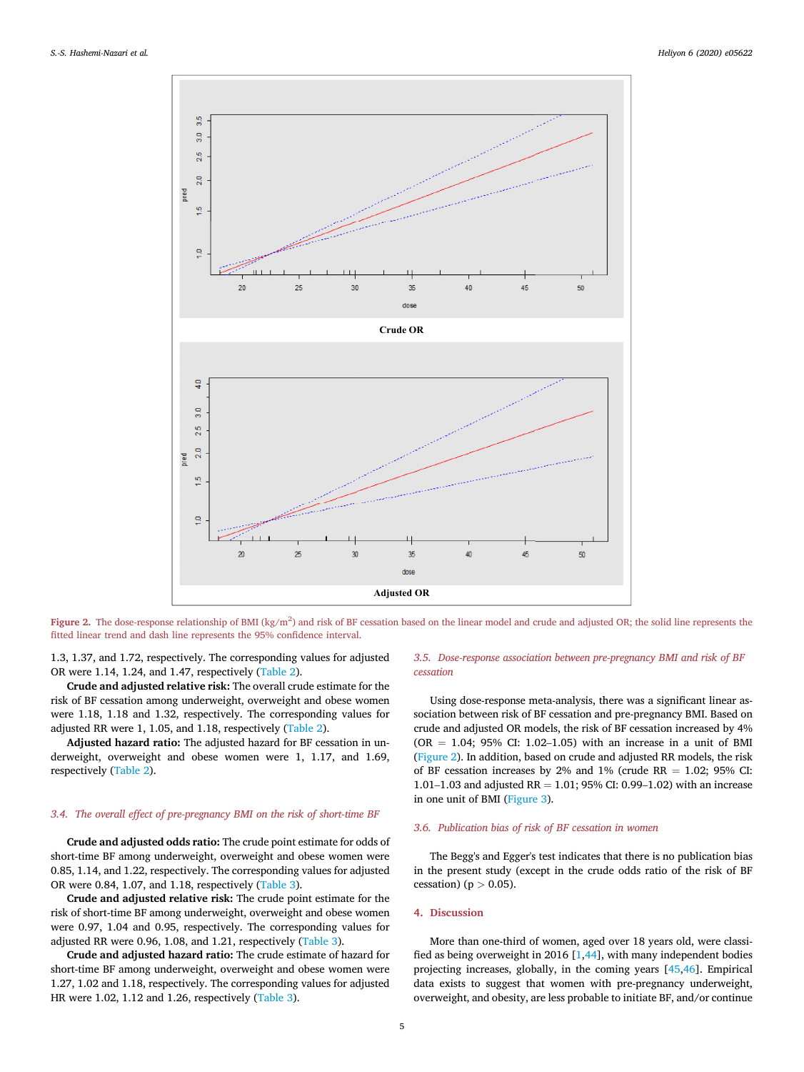Crude OR

Adjusted OR

**Figure 2.** The dose-response relationship of BMI (kg/m$^2$) and risk of BF cessation based on the linear model and crude and adjusted OR; the solid line represents the fitted linear trend and dash line represents the 95% confidence interval.

1.3, 1.37, and 1.72, respectively. The corresponding values for adjusted OR were 1.14, 1.24, and 1.47, respectively (Table 2).

**Crude and adjusted relative risk:** The overall crude estimate for the risk of BF cessation among underweight, overweight and obese women were 1.18, 1.18 and 1.32, respectively. The corresponding values for adjusted RR were 1, 1.05, and 1.18, respectively (Table 2).

**Adjusted hazard ratio:** The adjusted hazard for BF cessation in underweight, overweight and obese women were 1, 1.17, and 1.69, respectively (Table 2).

### *3.4. The overall effect of pre-pregnancy BMI on the risk of short-time BF*

**Crude and adjusted odds ratio:** The crude point estimate for odds of short-time BF among underweight, overweight and obese women were 0.85, 1.14, and 1.22, respectively. The corresponding values for adjusted OR were 0.84, 1.07, and 1.18, respectively (Table 3).

**Crude and adjusted relative risk:** The crude point estimate for the risk of short-time BF among underweight, overweight and obese women were 0.97, 1.04 and 0.95, respectively. The corresponding values for adjusted RR were 0.96, 1.08, and 1.21, respectively (Table 3).

**Crude and adjusted hazard ratio:** The crude estimate of hazard for short-time BF among underweight, overweight and obese women were 1.27, 1.02 and 1.18, respectively. The corresponding values for adjusted HR were 1.02, 1.12 and 1.26, respectively (Table 3).

### *3.5. Dose-response association between pre-pregnancy BMI and risk of BF cessation*

Using dose-response meta-analysis, there was a significant linear association between risk of BF cessation and pre-pregnancy BMI. Based on crude and adjusted OR models, the risk of BF cessation increased by 4% (OR = 1.04; 95% CI: 1.02–1.05) with an increase in a unit of BMI (Figure 2). In addition, based on crude and adjusted RR models, the risk of BF cessation increases by 2% and 1% (crude RR = 1.02; 95% CI: 1.01–1.03 and adjusted RR = 1.01; 95% CI: 0.99–1.02) with an increase in one unit of BMI (Figure 3).

### *3.6. Publication bias of risk of BF cessation in women*

The Begg's and Egger's test indicates that there is no publication bias in the present study (except in the crude odds ratio of the risk of BF cessation) ($p > 0.05$).

## 4. Discussion

More than one-third of women, aged over 18 years old, were classified as being overweight in 2016 [1,44], with many independent bodies projecting increases, globally, in the coming years [45,46]. Empirical data exists to suggest that women with pre-pregnancy underweight, overweight, and obesity, are less probable to initiate BF, and/or continue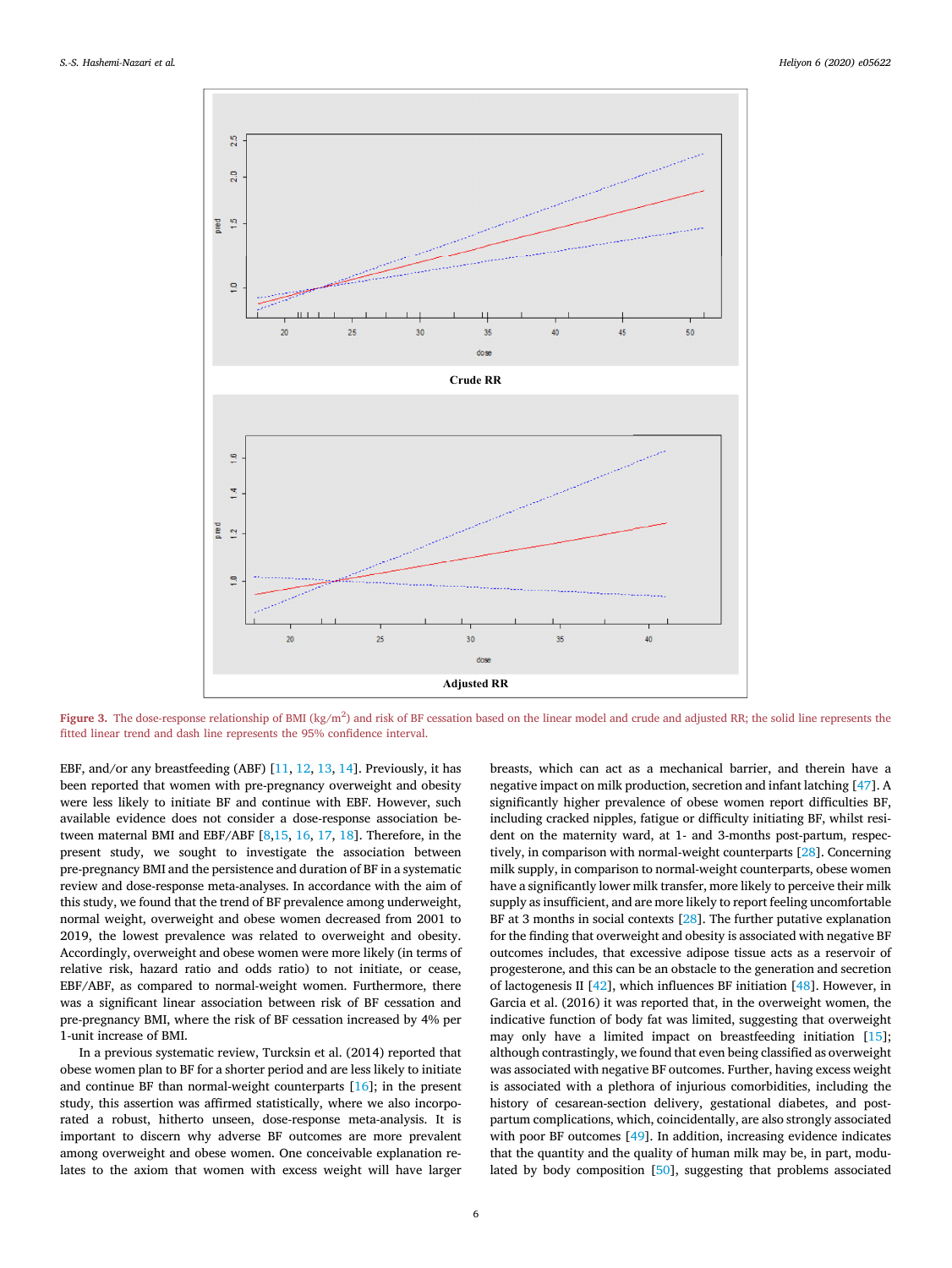Crude RR

Adjusted RR

Figure 3. The dose-response relationship of BMI (kg/m$^2$) and risk of BF cessation based on the linear model and crude and adjusted RR; the solid line represents the fitted linear trend and dash line represents the 95% confidence interval.

EBF, and/or any breastfeeding (ABF) [11, 12, 13, 14]. Previously, it has been reported that women with pre-pregnancy overweight and obesity were less likely to initiate BF and continue with EBF. However, such available evidence does not consider a dose-response association between maternal BMI and EBF/ABF [8,15, 16, 17, 18]. Therefore, in the present study, we sought to investigate the association between pre-pregnancy BMI and the persistence and duration of BF in a systematic review and dose-response meta-analyses. In accordance with the aim of this study, we found that the trend of BF prevalence among underweight, normal weight, overweight and obese women decreased from 2001 to 2019, the lowest prevalence was related to overweight and obesity. Accordingly, overweight and obese women were more likely (in terms of relative risk, hazard ratio and odds ratio) to not initiate, or cease, EBF/ABF, as compared to normal-weight women. Furthermore, there was a significant linear association between risk of BF cessation and pre-pregnancy BMI, where the risk of BF cessation increased by 4% per 1-unit increase of BMI.

In a previous systematic review, Turcksin et al. (2014) reported that obese women plan to BF for a shorter period and are less likely to initiate and continue BF than normal-weight counterparts [16]; in the present study, this assertion was affirmed statistically, where we also incorporated a robust, hitherto unseen, dose-response meta-analysis. It is important to discern why adverse BF outcomes are more prevalent among overweight and obese women. One conceivable explanation relates to the axiom that women with excess weight will have larger breasts, which can act as a mechanical barrier, and therein have a negative impact on milk production, secretion and infant latching [47]. A significantly higher prevalence of obese women report difficulties BF, including cracked nipples, fatigue or difficulty initiating BF, whilst resident on the maternity ward, at 1- and 3-months post-partum, respectively, in comparison with normal-weight counterparts [28]. Concerning milk supply, in comparison to normal-weight counterparts, obese women have a significantly lower milk transfer, more likely to perceive their milk supply as insufficient, and are more likely to report feeling uncomfortable BF at 3 months in social contexts [28]. The further putative explanation for the finding that overweight and obesity is associated with negative BF outcomes includes, that excessive adipose tissue acts as a reservoir of progesterone, and this can be an obstacle to the generation and secretion of lactogenesis II [42], which influences BF initiation [48]. However, in Garcia et al. (2016) it was reported that, in the overweight women, the indicative function of body fat was limited, suggesting that overweight may only have a limited impact on breastfeeding initiation [15]; although contrastingly, we found that even being classified as overweight was associated with negative BF outcomes. Further, having excess weight is associated with a plethora of injurious comorbidities, including the history of cesarean-section delivery, gestational diabetes, and post-partum complications, which, coincidentally, are also strongly associated with poor BF outcomes [49]. In addition, increasing evidence indicates that the quantity and the quality of human milk may be, in part, modulated by body composition [50], suggesting that problems associated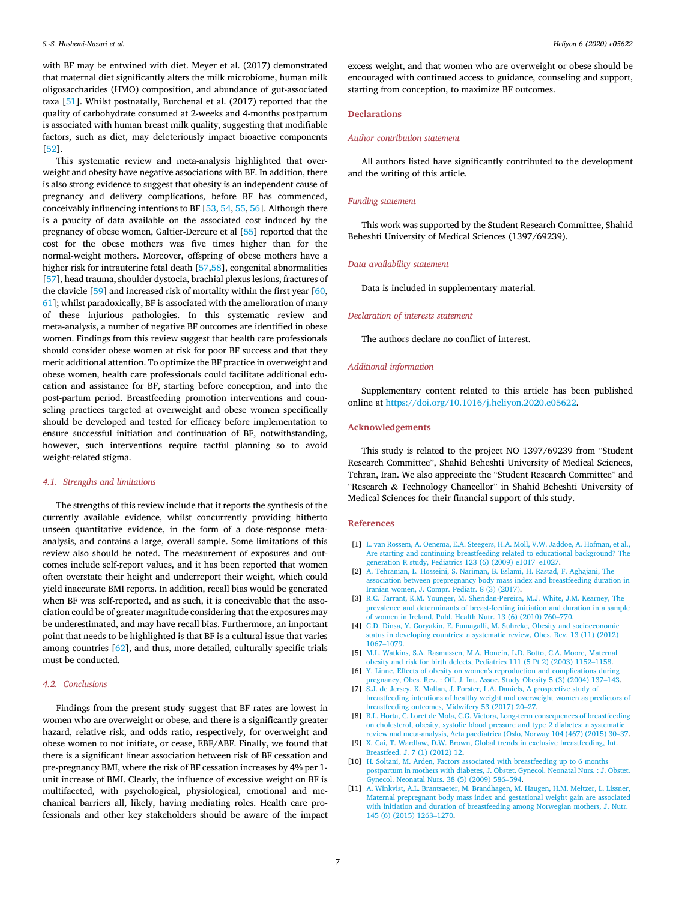with BF may be entwined with diet. Meyer et al. (2017) demonstrated that maternal diet significantly alters the milk microbiome, human milk oligosaccharides (HMO) composition, and abundance of gut-associated taxa [51]. Whilst postnatally, Burchenal et al. (2017) reported that the quality of carbohydrate consumed at 2-weeks and 4-months postpartum is associated with human breast milk quality, suggesting that modifiable factors, such as diet, may deleteriously impact bioactive components [52].

This systematic review and meta-analysis highlighted that overweight and obesity have negative associations with BF. In addition, there is also strong evidence to suggest that obesity is an independent cause of pregnancy and delivery complications, before BF has commenced, conceivably influencing intentions to BF [53, 54, 55, 56]. Although there is a paucity of data available on the associated cost induced by the pregnancy of obese women, Galtier-Dereure et al [55] reported that the cost for the obese mothers was five times higher than for the normal-weight mothers. Moreover, offspring of obese mothers have a higher risk for intrauterine fetal death [57,58], congenital abnormalities [57], head trauma, shoulder dystocia, brachial plexus lesions, fractures of the clavicle [59] and increased risk of mortality within the first year [60, 61]; whilst paradoxically, BF is associated with the amelioration of many of these injurious pathologies. In this systematic review and meta-analysis, a number of negative BF outcomes are identified in obese women. Findings from this review suggest that health care professionals should consider obese women at risk for poor BF success and that they merit additional attention. To optimize the BF practice in overweight and obese women, health care professionals could facilitate additional education and assistance for BF, starting before conception, and into the post-partum period. Breastfeeding promotion interventions and counseling practices targeted at overweight and obese women specifically should be developed and tested for efficacy before implementation to ensure successful initiation and continuation of BF, notwithstanding, however, such interventions require tactful planning so to avoid weight-related stigma.

### 4.1. Strengths and limitations

The strengths of this review include that it reports the synthesis of the currently available evidence, whilst concurrently providing hitherto unseen quantitative evidence, in the form of a dose-response meta-analysis, and contains a large, overall sample. Some limitations of this review also should be noted. The measurement of exposures and outcomes include self-report values, and it has been reported that women often overstate their height and underreport their weight, which could yield inaccurate BMI reports. In addition, recall bias would be generated when BF was self-reported, and as such, it is conceivable that the association could be of greater magnitude considering that the exposures may be underestimated, and may have recall bias. Furthermore, an important point that needs to be highlighted is that BF is a cultural issue that varies among countries [62], and thus, more detailed, culturally specific trials must be conducted.

### 4.2. Conclusions

Findings from the present study suggest that BF rates are lowest in women who are overweight or obese, and there is a significantly greater hazard, relative risk, and odds ratio, respectively, for overweight and obese women to not initiate, or cease, EBF/ABF. Finally, we found that there is a significant linear association between risk of BF cessation and pre-pregnancy BMI, where the risk of BF cessation increases by 4% per 1-unit increase of BMI. Clearly, the influence of excessive weight on BF is multifaceted, with psychological, physiological, emotional and mechanical barriers all, likely, having mediating roles. Health care professionals and other key stakeholders should be aware of the impact excess weight, and that women who are overweight or obese should be encouraged with continued access to guidance, counseling and support, starting from conception, to maximize BF outcomes.

## Declarations

### Author contribution statement

All authors listed have significantly contributed to the development and the writing of this article.

### Funding statement

This work was supported by the Student Research Committee, Shahid Beheshti University of Medical Sciences (1397/69239).

### Data availability statement

Data is included in supplementary material.

### Declaration of interests statement

The authors declare no conflict of interest.

### Additional information

Supplementary content related to this article has been published online at https://doi.org/10.1016/j.heliyon.2020.e05622.

## Acknowledgements

This study is related to the project NO 1397/69239 from "Student Research Committee", Shahid Beheshti University of Medical Sciences, Tehran, Iran. We also appreciate the "Student Research Committee" and "Research & Technology Chancellor" in Shahid Beheshti University of Medical Sciences for their financial support of this study.

## References

[1] L. van Rossem, A. Oenema, E.A. Steegers, H.A. Moll, V.W. Jaddoe, A. Hofman, et al., Are starting and continuing breastfeeding related to educational background? The generation R study, Pediatrics 123 (6) (2009) e1017–e1027.

[2] A. Tehranian, L. Hosseini, S. Nariman, B. Eslami, H. Rastad, F. Aghajani, The association between prepregnancy body mass index and breastfeeding duration in Iranian women, J. Compr. Pediatr. 8 (3) (2017).

[3] R.C. Tarrant, K.M. Younger, M. Sheridan-Pereira, M.J. White, J.M. Kearney, The prevalence and determinants of breast-feeding initiation and duration in a sample of women in Ireland, Publ. Health Nutr. 13 (6) (2010) 760–770.

[4] G.D. Dinsa, Y. Goryakin, E. Fumagalli, M. Suhrcke, Obesity and socioeconomic status in developing countries: a systematic review, Obes. Rev. 13 (11) (2012) 1067–1079.

[5] M.L. Watkins, S.A. Rasmussen, M.A. Honein, L.D. Botto, C.A. Moore, Maternal obesity and risk for birth defects, Pediatrics 111 (5 Pt 2) (2003) 1152–1158.

[6] Y. Linne, Effects of obesity on women's reproduction and complications during pregnancy, Obes. Rev. : Off. J. Int. Assoc. Study Obesity 5 (3) (2004) 137–143.

[7] S.J. de Jersey, K. Mallan, J. Forster, L.A. Daniels, A prospective study of breastfeeding intentions of healthy weight and overweight women as predictors of breastfeeding outcomes, Midwifery 53 (2017) 20–27.

[8] B.L. Horta, C. Loret de Mola, C.G. Victora, Long-term consequences of breastfeeding on cholesterol, obesity, systolic blood pressure and type 2 diabetes: a systematic review and meta-analysis, Acta paediatrica (Oslo, Norway 104 (467) (2015) 30–37.

[9] X. Cai, T. Wardlaw, D.W. Brown, Global trends in exclusive breastfeeding, Int. Breastfeed. J. 7 (1) (2012) 12.

[10] H. Soltani, M. Arden, Factors associated with breastfeeding up to 6 months postpartum in mothers with diabetes, J. Obstet. Gynecol. Neonatal Nurs. : J. Obstet. Gynecol. Neonatal Nurs. 38 (5) (2009) 586–594.

[11] A. Winkvist, A.L. Brantsaeter, M. Brandhagen, M. Haugen, H.M. Meltzer, L. Lissner, Maternal prepregnant body mass index and gestational weight gain are associated with initiation and duration of breastfeeding among Norwegian mothers, J. Nutr. 145 (6) (2015) 1263–1270.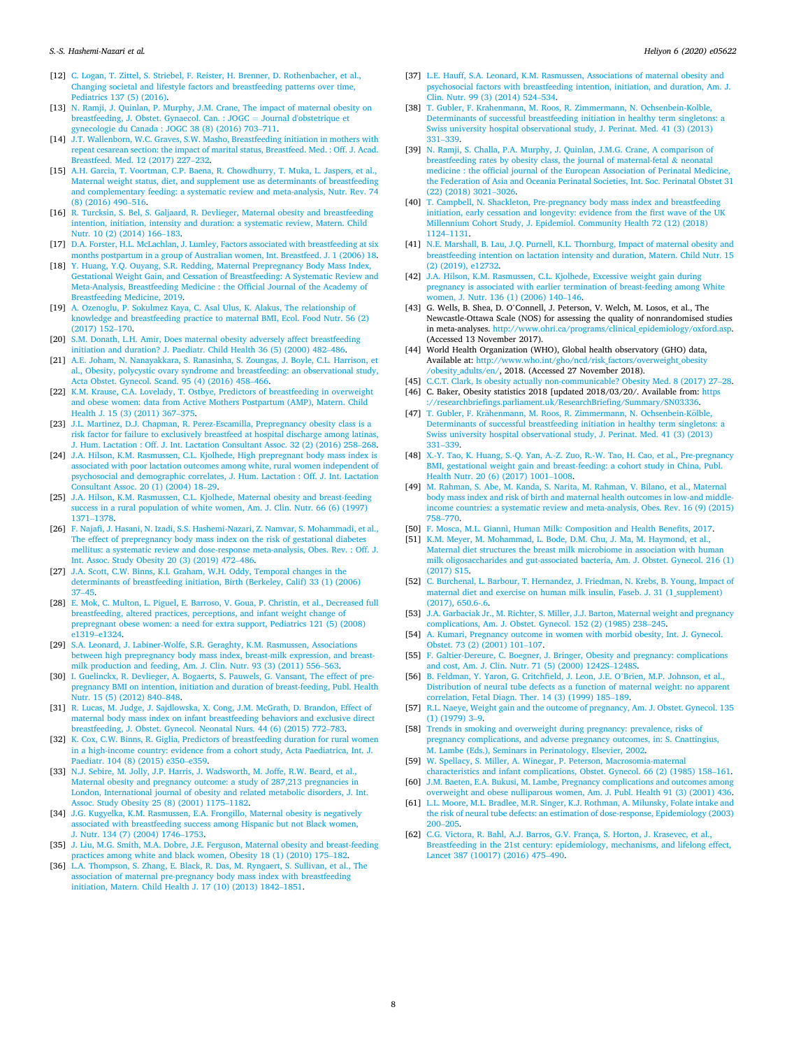[12] C. Logan, T. Zittel, S. Striebel, F. Reister, H. Brenner, D. Rothenbacher, et al., Changing societal and lifestyle factors and breastfeeding patterns over time, Pediatrics 137 (5) (2016).

[13] N. Ramji, J. Quinlan, P. Murphy, J.M. Crane, The impact of maternal obesity on breastfeeding, J. Obstet. Gynaecol. Can. : JOGC = Journal d'obstetrique et gynecologie du Canada : JOGC 38 (8) (2016) 703–711.

[14] J.T. Wallenborn, W.C. Graves, S.W. Masho, Breastfeeding initiation in mothers with repeat cesarean section: the impact of marital status, Breastfeed. Med. : Off. J. Acad. Breastfeed. Med. 12 (2017) 227–232.

[15] A.H. Garcia, T. Voortman, C.P. Baena, R. Chowdhurry, T. Muka, L. Jaspers, et al., Maternal weight status, diet, and supplement use as determinants of breastfeeding and complementary feeding: a systematic review and meta-analysis, Nutr. Rev. 74 (8) (2016) 490–516.

[16] R. Turcksin, S. Bel, S. Galjaard, R. Devlieger, Maternal obesity and breastfeeding intention, initiation, intensity and duration: a systematic review, Matern. Child Nutr. 10 (2) (2014) 166–183.

[17] D.A. Forster, H.L. McLachlan, J. Lumley, Factors associated with breastfeeding at six months postpartum in a group of Australian women, Int. Breastfeed. J. 1 (2006) 18.

[18] Y. Huang, Y.Q. Ouyang, S.R. Redding, Maternal Prepregnancy Body Mass Index, Gestational Weight Gain, and Cessation of Breastfeeding: A Systematic Review and Meta-Analysis, Breastfeeding Medicine : the Official Journal of the Academy of Breastfeeding Medicine, 2019.

[19] A. Ozenoglu, P. Sokulmez Kaya, C. Asal Ulus, K. Alakus, The relationship of knowledge and breastfeeding practice to maternal BMI, Ecol. Food Nutr. 56 (2) (2017) 152–170.

[20] S.M. Donath, L.H. Amir, Does maternal obesity adversely affect breastfeeding initiation and duration? J. Paediatr. Child Health 36 (5) (2000) 482–486.

[21] A.E. Joham, N. Nanayakkara, S. Ranasinha, S. Zoungas, J. Boyle, C.L. Harrison, et al., Obesity, polycystic ovary syndrome and breastfeeding: an observational study, Acta Obstet. Gynecol. Scand. 95 (4) (2016) 458–466.

[22] K.M. Krause, C.A. Lovelady, T. Ostbye, Predictors of breastfeeding in overweight and obese women: data from Active Mothers Postpartum (AMP), Matern. Child Health J. 15 (3) (2011) 367–375.

[23] J.L. Martinez, D.J. Chapman, R. Perez-Escamilla, Prepregnancy obesity class is a risk factor for failure to exclusively breastfeed at hospital discharge among latinas, J. Hum. Lactation : Off. J. Int. Lactation Consultant Assoc. 32 (2) (2016) 258–268.

[24] J.A. Hilson, K.M. Rasmussen, C.L. Kjolhede, High prepregnant body mass index is associated with poor lactation outcomes among white, rural women independent of psychosocial and demographic correlates, J. Hum. Lactation : Off. J. Int. Lactation Consultant Assoc. 20 (1) (2004) 18–29.

[25] J.A. Hilson, K.M. Rasmussen, C.L. Kjolhede, Maternal obesity and breast-feeding success in a rural population of white women, Am. J. Clin. Nutr. 66 (6) (1997) 1371–1378.

[26] F. Najafi, J. Hasani, N. Izadi, S.S. Hashemi-Nazari, Z. Namvar, S. Mohammadi, et al., The effect of prepregnancy body mass index on the risk of gestational diabetes mellitus: a systematic review and dose-response meta-analysis, Obes. Rev. : Off. J. Int. Assoc. Study Obesity 20 (3) (2019) 472–486.

[27] J.A. Scott, C.W. Binns, K.I. Graham, W.H. Oddy, Temporal changes in the determinants of breastfeeding initiation, Birth (Berkeley, Calif) 33 (1) (2006) 37–45.

[28] E. Mok, C. Multon, L. Piguel, E. Barroso, V. Goua, P. Christin, et al., Decreased full breastfeeding, altered practices, perceptions, and infant weight change of prepregnant obese women: a need for extra support, Pediatrics 121 (5) (2008) e1319–e1324.

[29] S.A. Leonard, J. Labiner-Wolfe, S.R. Geraghty, K.M. Rasmussen, Associations between high prepregnancy body mass index, breast-milk expression, and breast-milk production and feeding, Am. J. Clin. Nutr. 93 (3) (2011) 556–563.

[30] I. Guelinckx, R. Devlieger, A. Bogaerts, S. Pauwels, G. Vansant, The effect of pre-pregnancy BMI on intention, initiation and duration of breast-feeding, Publ. Health Nutr. 15 (5) (2012) 840–848.

[31] R. Lucas, M. Judge, J. Sajdlowska, X. Cong, J.M. McGrath, D. Brandon, Effect of maternal body mass index on infant breastfeeding behaviors and exclusive direct breastfeeding, J. Obstet. Gynecol. Neonatal Nurs. 44 (6) (2015) 772–783.

[32] K. Cox, C.W. Binns, R. Giglia, Predictors of breastfeeding duration for rural women in a high-income country: evidence from a cohort study, Acta Paediatrica, Int. J. Paediatr. 104 (8) (2015) e350–e359.

[33] N.J. Sebire, M. Jolly, J.P. Harris, J. Wadsworth, M. Joffe, R.W. Beard, et al., Maternal obesity and pregnancy outcome: a study of 287,213 pregnancies in London, International journal of obesity and related metabolic disorders, J. Int. Assoc. Study Obesity 25 (8) (2001) 1175–1182.

[34] J.G. Kugyelka, K.M. Rasmussen, E.A. Frongillo, Maternal obesity is negatively associated with breastfeeding success among Hispanic but not Black women, J. Nutr. 134 (7) (2004) 1746–1753.

[35] J. Liu, M.G. Smith, M.A. Dobre, J.E. Ferguson, Maternal obesity and breast-feeding practices among white and black women, Obesity 18 (1) (2010) 175–182.

[36] L.A. Thompson, S. Zhang, E. Black, R. Das, M. Ryngaert, S. Sullivan, et al., The association of maternal pre-pregnancy body mass index with breastfeeding initiation, Matern. Child Health J. 17 (10) (2013) 1842–1851.

[37] L.E. Hauff, S.A. Leonard, K.M. Rasmussen, Associations of maternal obesity and psychosocial factors with breastfeeding intention, initiation, and duration, Am. J. Clin. Nutr. 99 (3) (2014) 524–534.

[38] T. Gubler, F. Krahenmann, M. Roos, R. Zimmermann, N. Ochsenbein-Kolble, Determinants of successful breastfeeding initiation in healthy term singletons: a Swiss university hospital observational study, J. Perinat. Med. 41 (3) (2013) 331–339.

[39] N. Ramji, S. Challa, P.A. Murphy, J. Quinlan, J.M.G. Crane, A comparison of breastfeeding rates by obesity class, the journal of maternal-fetal & neonatal medicine : the official journal of the European Association of Perinatal Medicine, the Federation of Asia and Oceania Perinatal Societies, Int. Soc. Perinatal Obstet 31 (22) (2018) 3021–3026.

[40] T. Campbell, N. Shackleton, Pre-pregnancy body mass index and breastfeeding initiation, early cessation and longevity: evidence from the first wave of the UK Millennium Cohort Study, J. Epidemiol. Community Health 72 (12) (2018) 1124–1131.

[41] N.E. Marshall, B. Lau, J.Q. Purnell, K.L. Thornburg, Impact of maternal obesity and breastfeeding intention on lactation intensity and duration, Matern. Child Nutr. 15 (2) (2019), e12732.

[42] J.A. Hilson, K.M. Rasmussen, C.L. Kjolhede, Excessive weight gain during pregnancy is associated with earlier termination of breast-feeding among White women, J. Nutr. 136 (1) (2006) 140–146.

[43] G. Wells, B. Shea, D. O'Connell, J. Peterson, V. Welch, M. Losos, et al., The Newcastle-Ottawa Scale (NOS) for assessing the quality of nonrandomised studies in meta-analyses. http://www.ohri.ca/programs/clinical_epidemiology/oxford.asp. (Accessed 13 November 2017).

[44] World Health Organization (WHO), Global health observatory (GHO) data, Available at: http://www.who.int/gho/ncd/risk_factors/overweight_obesity/obesity_adults/en/, 2018. (Accessed 27 November 2018).

[45] C.C.T. Clark, Is obesity actually non-communicable? Obesity Med. 8 (2017) 27–28.

[46] C. Baker, Obesity statistics 2018 [updated 2018/03/20/. Available from: https://researchbriefings.parliament.uk/ResearchBriefing/Summary/SN03336.

[47] T. Gubler, F. Krähenmann, M. Roos, R. Zimmermann, N. Ochsenbein-Kölble, Determinants of successful breastfeeding initiation in healthy term singletons: a Swiss university hospital observational study, J. Perinat. Med. 41 (3) (2013) 331–339.

[48] X.-Y. Tao, K. Huang, S.-Q. Yan, A.-Z. Zuo, R.-W. Tao, H. Cao, et al., Pre-pregnancy BMI, gestational weight gain and breast-feeding: a cohort study in China, Publ. Health Nutr. 20 (6) (2017) 1001–1008.

[49] M. Rahman, S. Abe, M. Kanda, S. Narita, M. Rahman, V. Bilano, et al., Maternal body mass index and risk of birth and maternal health outcomes in low-and middle-income countries: a systematic review and meta-analysis, Obes. Rev. 16 (9) (2015) 758–770.

[50] F. Mosca, M.L. Giannì, Human Milk: Composition and Health Benefits, 2017.

[51] K.M. Meyer, M. Mohammad, L. Bode, D.M. Chu, J. Ma, M. Haymond, et al., Maternal diet structures the breast milk microbiome in association with human milk oligosaccharides and gut-associated bacteria, Am. J. Obstet. Gynecol. 216 (1) (2017) S15.

[52] C. Burchenal, L. Barbour, T. Hernandez, J. Friedman, N. Krebs, B. Young, Impact of maternal diet and exercise on human milk insulin, Faseb. J. 31 (1_supplement) (2017), 650.6-.6.

[53] J.A. Garbaciak Jr., M. Richter, S. Miller, J.J. Barton, Maternal weight and pregnancy complications, Am. J. Obstet. Gynecol. 152 (2) (1985) 238–245.

[54] A. Kumari, Pregnancy outcome in women with morbid obesity, Int. J. Gynecol. Obstet. 73 (2) (2001) 101–107.

[55] F. Galtier-Dereure, C. Boegner, J. Bringer, Obesity and pregnancy: complications and cost, Am. J. Clin. Nutr. 71 (5) (2000) 1242S–1248S.

[56] B. Feldman, Y. Yaron, G. Critchfield, J. Leon, J.E. O'Brien, M.P. Johnson, et al., Distribution of neural tube defects as a function of maternal weight: no apparent correlation, Fetal Diagn. Ther. 14 (3) (1999) 185–189.

[57] R.L. Naeye, Weight gain and the outcome of pregnancy, Am. J. Obstet. Gynecol. 135 (1) (1979) 3–9.

[58] Trends in smoking and overweight during pregnancy: prevalence, risks of pregnancy complications, and adverse pregnancy outcomes, in: S. Cnattingius, M. Lambe (Eds.), Seminars in Perinatology, Elsevier, 2002.

[59] W. Spellacy, S. Miller, A. Winegar, P. Peterson, Macrosomia-maternal characteristics and infant complications, Obstet. Gynecol. 66 (2) (1985) 158–161.

[60] J.M. Baeten, E.A. Bukusi, M. Lambe, Pregnancy complications and outcomes among overweight and obese nulliparous women, Am. J. Publ. Health 91 (3) (2001) 436.

[61] L.L. Moore, M.L. Bradlee, M.R. Singer, K.J. Rothman, A. Milunsky, Folate intake and the risk of neural tube defects: an estimation of dose-response, Epidemiology (2003) 200–205.

[62] C.G. Victora, R. Bahl, A.J. Barros, G.V. França, S. Horton, J. Krasevec, et al., Breastfeeding in the 21st century: epidemiology, mechanisms, and lifelong effect, Lancet 387 (10017) (2016) 475–490.